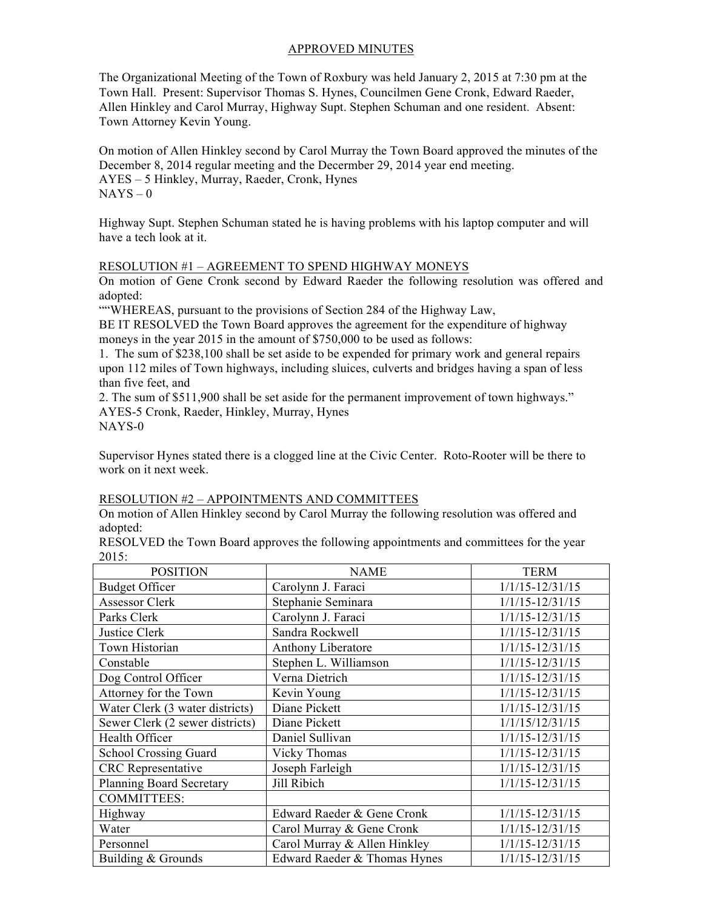APPROVED MINUTES

The Organizational Meeting of the Town of Roxbury was held January 2, 2015 at 7:30 pm at the Town Hall. Present: Supervisor Thomas S. Hynes, Councilmen Gene Cronk, Edward Raeder, Allen Hinkley and Carol Murray, Highway Supt. Stephen Schuman and one resident. Absent: Town Attorney Kevin Young.

On motion of Allen Hinkley second by Carol Murray the Town Board approved the minutes of the December 8, 2014 regular meeting and the Decermber 29, 2014 year end meeting.
AYES – 5 Hinkley, Murray, Raeder, Cronk, Hynes
NAYS – 0

Highway Supt. Stephen Schuman stated he is having problems with his laptop computer and will have a tech look at it.

RESOLUTION #1 – AGREEMENT TO SPEND HIGHWAY MONEYS
On motion of Gene Cronk second by Edward Raeder the following resolution was offered and adopted:
""WHEREAS, pursuant to the provisions of Section 284 of the Highway Law,
BE IT RESOLVED the Town Board approves the agreement for the expenditure of highway moneys in the year 2015 in the amount of $750,000 to be used as follows:
1. The sum of $238,100 shall be set aside to be expended for primary work and general repairs upon 112 miles of Town highways, including sluices, culverts and bridges having a span of less than five feet, and
2. The sum of $511,900 shall be set aside for the permanent improvement of town highways."
AYES-5 Cronk, Raeder, Hinkley, Murray, Hynes
NAYS-0

Supervisor Hynes stated there is a clogged line at the Civic Center. Roto-Rooter will be there to work on it next week.

RESOLUTION #2 – APPOINTMENTS AND COMMITTEES
On motion of Allen Hinkley second by Carol Murray the following resolution was offered and adopted:
RESOLVED the Town Board approves the following appointments and committees for the year 2015:

| POSITION | NAME | TERM |
|---|---|---|
| Budget Officer | Carolynn J. Faraci | 1/1/15-12/31/15 |
| Assessor Clerk | Stephanie Seminara | 1/1/15-12/31/15 |
| Parks Clerk | Carolynn J. Faraci | 1/1/15-12/31/15 |
| Justice Clerk | Sandra Rockwell | 1/1/15-12/31/15 |
| Town Historian | Anthony Liberatore | 1/1/15-12/31/15 |
| Constable | Stephen L. Williamson | 1/1/15-12/31/15 |
| Dog Control Officer | Verna Dietrich | 1/1/15-12/31/15 |
| Attorney for the Town | Kevin Young | 1/1/15-12/31/15 |
| Water Clerk (3 water districts) | Diane Pickett | 1/1/15-12/31/15 |
| Sewer Clerk (2 sewer districts) | Diane Pickett | 1/1/15/12/31/15 |
| Health Officer | Daniel Sullivan | 1/1/15-12/31/15 |
| School Crossing Guard | Vicky Thomas | 1/1/15-12/31/15 |
| CRC Representative | Joseph Farleigh | 1/1/15-12/31/15 |
| Planning Board Secretary | Jill Ribich | 1/1/15-12/31/15 |
| COMMITTEES: | | |
| Highway | Edward Raeder & Gene Cronk | 1/1/15-12/31/15 |
| Water | Carol Murray & Gene Cronk | 1/1/15-12/31/15 |
| Personnel | Carol Murray & Allen Hinkley | 1/1/15-12/31/15 |
| Building & Grounds | Edward Raeder & Thomas Hynes | 1/1/15-12/31/15 |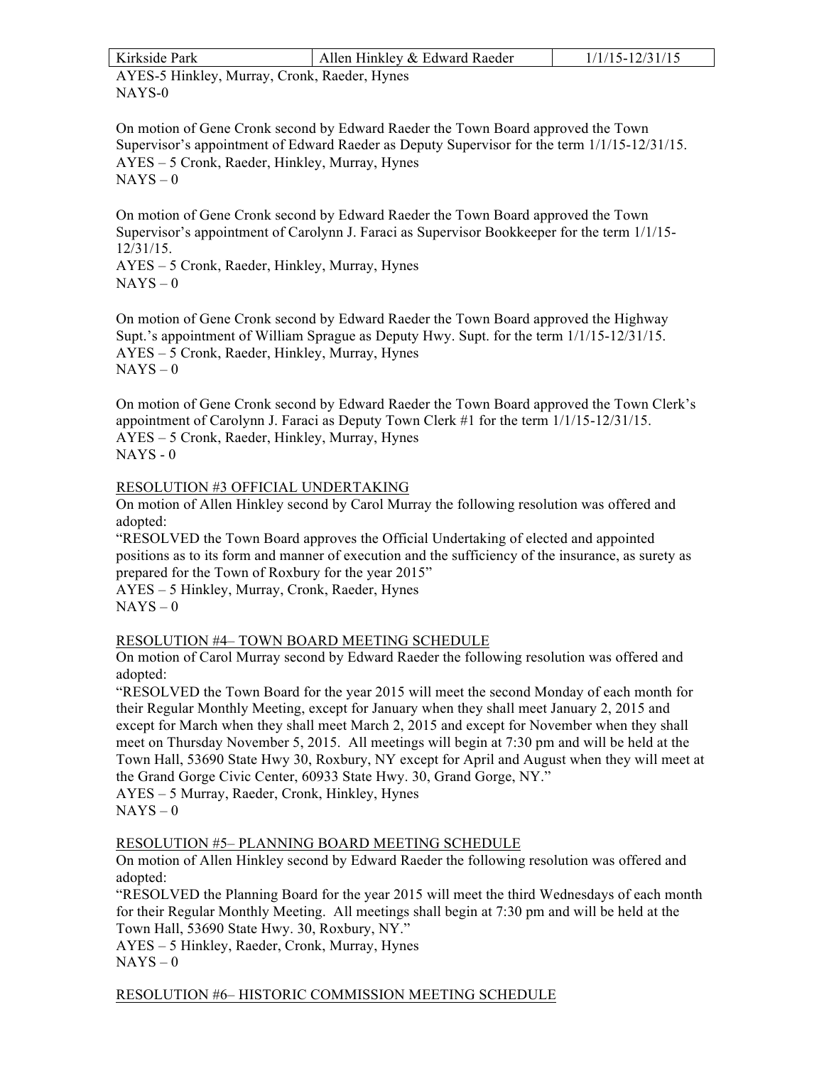| Kirkside Park | Allen Hinkley & Edward Raeder | 1/1/15-12/31/15 |
|---|---|---|

AYES-5 Hinkley, Murray, Cronk, Raeder, Hynes
NAYS-0

On motion of Gene Cronk second by Edward Raeder the Town Board approved the Town Supervisor's appointment of Edward Raeder as Deputy Supervisor for the term 1/1/15-12/31/15.
AYES – 5 Cronk, Raeder, Hinkley, Murray, Hynes
NAYS – 0

On motion of Gene Cronk second by Edward Raeder the Town Board approved the Town Supervisor's appointment of Carolynn J. Faraci as Supervisor Bookkeeper for the term 1/1/15-12/31/15.
AYES – 5 Cronk, Raeder, Hinkley, Murray, Hynes
NAYS – 0

On motion of Gene Cronk second by Edward Raeder the Town Board approved the Highway Supt.'s appointment of William Sprague as Deputy Hwy. Supt. for the term 1/1/15-12/31/15.
AYES – 5 Cronk, Raeder, Hinkley, Murray, Hynes
NAYS – 0

On motion of Gene Cronk second by Edward Raeder the Town Board approved the Town Clerk's appointment of Carolynn J. Faraci as Deputy Town Clerk #1 for the term 1/1/15-12/31/15.
AYES – 5 Cronk, Raeder, Hinkley, Murray, Hynes
NAYS - 0

<u>RESOLUTION #3 OFFICIAL UNDERTAKING</u>

On motion of Allen Hinkley second by Carol Murray the following resolution was offered and adopted:
"RESOLVED the Town Board approves the Official Undertaking of elected and appointed positions as to its form and manner of execution and the sufficiency of the insurance, as surety as prepared for the Town of Roxbury for the year 2015"
AYES – 5 Hinkley, Murray, Cronk, Raeder, Hynes
NAYS – 0

<u>RESOLUTION #4– TOWN BOARD MEETING SCHEDULE</u>

On motion of Carol Murray second by Edward Raeder the following resolution was offered and adopted:
"RESOLVED the Town Board for the year 2015 will meet the second Monday of each month for their Regular Monthly Meeting, except for January when they shall meet January 2, 2015 and except for March when they shall meet March 2, 2015 and except for November when they shall meet on Thursday November 5, 2015. All meetings will begin at 7:30 pm and will be held at the Town Hall, 53690 State Hwy 30, Roxbury, NY except for April and August when they will meet at the Grand Gorge Civic Center, 60933 State Hwy. 30, Grand Gorge, NY."
AYES – 5 Murray, Raeder, Cronk, Hinkley, Hynes
NAYS – 0

<u>RESOLUTION #5– PLANNING BOARD MEETING SCHEDULE</u>

On motion of Allen Hinkley second by Edward Raeder the following resolution was offered and adopted:
"RESOLVED the Planning Board for the year 2015 will meet the third Wednesdays of each month for their Regular Monthly Meeting. All meetings shall begin at 7:30 pm and will be held at the Town Hall, 53690 State Hwy. 30, Roxbury, NY."
AYES – 5 Hinkley, Raeder, Cronk, Murray, Hynes
NAYS – 0

<u>RESOLUTION #6– HISTORIC COMMISSION MEETING SCHEDULE</u>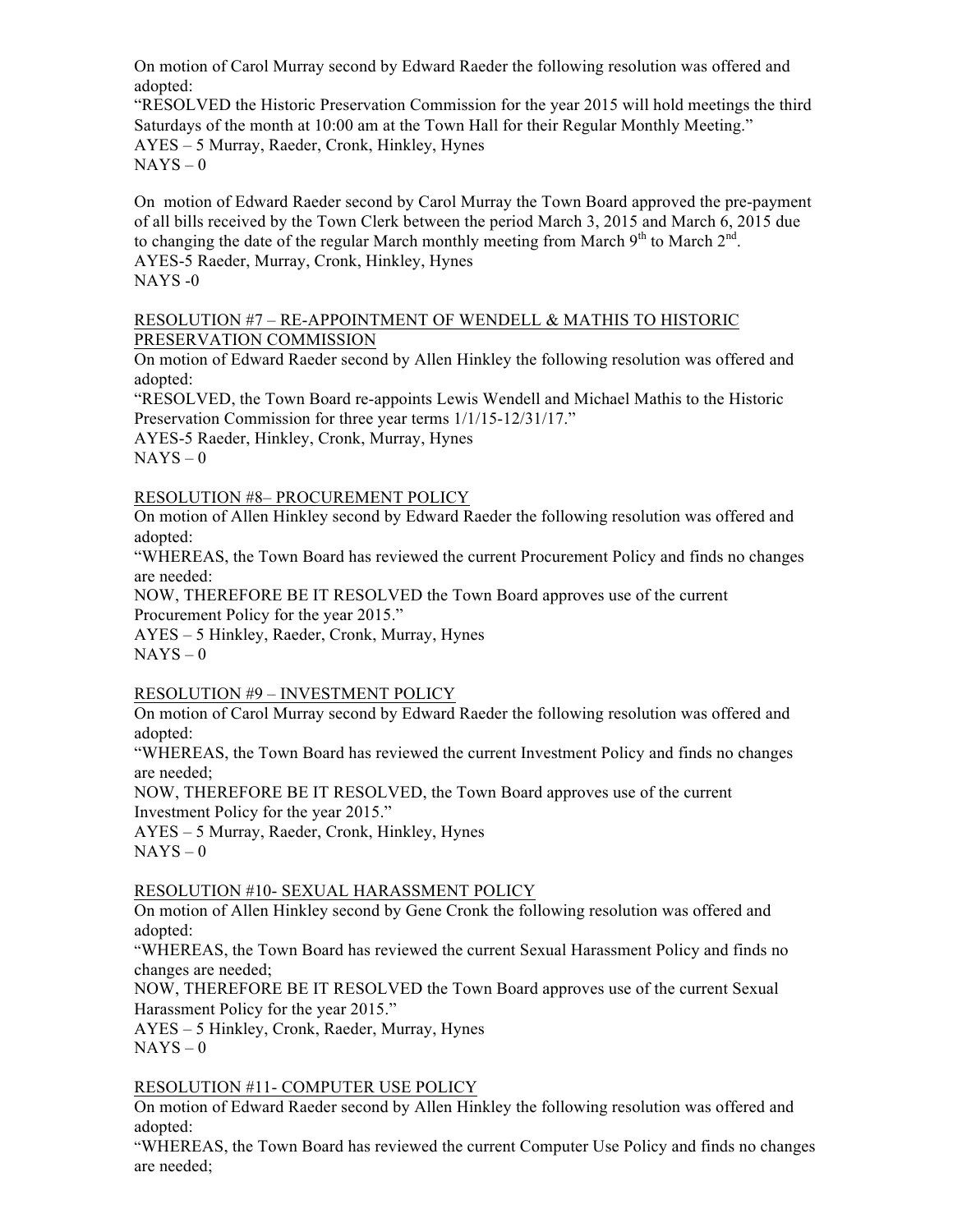On motion of Carol Murray second by Edward Raeder the following resolution was offered and adopted:

"RESOLVED the Historic Preservation Commission for the year 2015 will hold meetings the third Saturdays of the month at 10:00 am at the Town Hall for their Regular Monthly Meeting."

AYES – 5 Murray, Raeder, Cronk, Hinkley, Hynes
NAYS – 0

On motion of Edward Raeder second by Carol Murray the Town Board approved the pre-payment of all bills received by the Town Clerk between the period March 3, 2015 and March 6, 2015 due to changing the date of the regular March monthly meeting from March 9th to March 2nd.

AYES-5 Raeder, Murray, Cronk, Hinkley, Hynes
NAYS -0

RESOLUTION #7 – RE-APPOINTMENT OF WENDELL & MATHIS TO HISTORIC PRESERVATION COMMISSION

On motion of Edward Raeder second by Allen Hinkley the following resolution was offered and adopted:

"RESOLVED, the Town Board re-appoints Lewis Wendell and Michael Mathis to the Historic Preservation Commission for three year terms 1/1/15-12/31/17."

AYES-5 Raeder, Hinkley, Cronk, Murray, Hynes
NAYS – 0

RESOLUTION #8– PROCUREMENT POLICY

On motion of Allen Hinkley second by Edward Raeder the following resolution was offered and adopted:

"WHEREAS, the Town Board has reviewed the current Procurement Policy and finds no changes are needed:

NOW, THEREFORE BE IT RESOLVED the Town Board approves use of the current Procurement Policy for the year 2015."

AYES – 5 Hinkley, Raeder, Cronk, Murray, Hynes
NAYS – 0

RESOLUTION #9 – INVESTMENT POLICY

On motion of Carol Murray second by Edward Raeder the following resolution was offered and adopted:

"WHEREAS, the Town Board has reviewed the current Investment Policy and finds no changes are needed;

NOW, THEREFORE BE IT RESOLVED, the Town Board approves use of the current Investment Policy for the year 2015."

AYES – 5 Murray, Raeder, Cronk, Hinkley, Hynes
NAYS – 0

RESOLUTION #10- SEXUAL HARASSMENT POLICY

On motion of Allen Hinkley second by Gene Cronk the following resolution was offered and adopted:

"WHEREAS, the Town Board has reviewed the current Sexual Harassment Policy and finds no changes are needed;

NOW, THEREFORE BE IT RESOLVED the Town Board approves use of the current Sexual Harassment Policy for the year 2015."

AYES – 5 Hinkley, Cronk, Raeder, Murray, Hynes
NAYS – 0

RESOLUTION #11- COMPUTER USE POLICY

On motion of Edward Raeder second by Allen Hinkley the following resolution was offered and adopted:

"WHEREAS, the Town Board has reviewed the current Computer Use Policy and finds no changes are needed;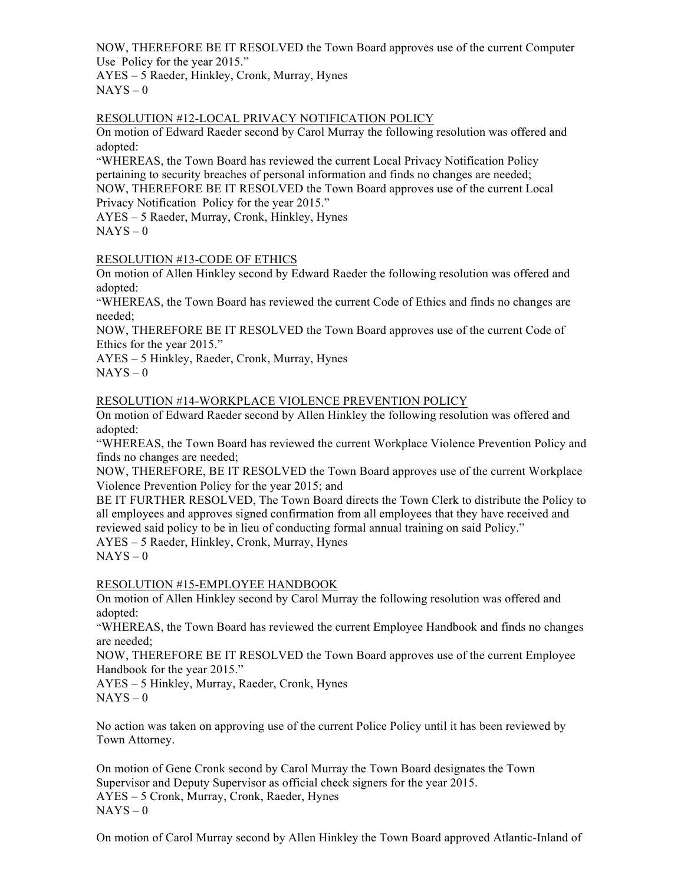NOW, THEREFORE BE IT RESOLVED the Town Board approves use of the current Computer Use  Policy for the year 2015."
AYES – 5 Raeder, Hinkley, Cronk, Murray, Hynes
NAYS – 0

<u>RESOLUTION #12-LOCAL PRIVACY NOTIFICATION POLICY</u>

On motion of Edward Raeder second by Carol Murray the following resolution was offered and adopted:
"WHEREAS, the Town Board has reviewed the current Local Privacy Notification Policy pertaining to security breaches of personal information and finds no changes are needed;
NOW, THEREFORE BE IT RESOLVED the Town Board approves use of the current Local Privacy Notification  Policy for the year 2015."
AYES – 5 Raeder, Murray, Cronk, Hinkley, Hynes
NAYS – 0

<u>RESOLUTION #13-CODE OF ETHICS</u>

On motion of Allen Hinkley second by Edward Raeder the following resolution was offered and adopted:
"WHEREAS, the Town Board has reviewed the current Code of Ethics and finds no changes are needed;
NOW, THEREFORE BE IT RESOLVED the Town Board approves use of the current Code of Ethics for the year 2015."
AYES – 5 Hinkley, Raeder, Cronk, Murray, Hynes
NAYS – 0

<u>RESOLUTION #14-WORKPLACE VIOLENCE PREVENTION POLICY</u>

On motion of Edward Raeder second by Allen Hinkley the following resolution was offered and adopted:
"WHEREAS, the Town Board has reviewed the current Workplace Violence Prevention Policy and finds no changes are needed;
NOW, THEREFORE, BE IT RESOLVED the Town Board approves use of the current Workplace Violence Prevention Policy for the year 2015; and
BE IT FURTHER RESOLVED, The Town Board directs the Town Clerk to distribute the Policy to all employees and approves signed confirmation from all employees that they have received and reviewed said policy to be in lieu of conducting formal annual training on said Policy."
AYES – 5 Raeder, Hinkley, Cronk, Murray, Hynes
NAYS – 0

<u>RESOLUTION #15-EMPLOYEE HANDBOOK</u>

On motion of Allen Hinkley second by Carol Murray the following resolution was offered and adopted:
"WHEREAS, the Town Board has reviewed the current Employee Handbook and finds no changes are needed;
NOW, THEREFORE BE IT RESOLVED the Town Board approves use of the current Employee Handbook for the year 2015."
AYES – 5 Hinkley, Murray, Raeder, Cronk, Hynes
NAYS – 0

No action was taken on approving use of the current Police Policy until it has been reviewed by Town Attorney.

On motion of Gene Cronk second by Carol Murray the Town Board designates the Town Supervisor and Deputy Supervisor as official check signers for the year 2015.
AYES – 5 Cronk, Murray, Cronk, Raeder, Hynes
NAYS – 0

On motion of Carol Murray second by Allen Hinkley the Town Board approved Atlantic-Inland of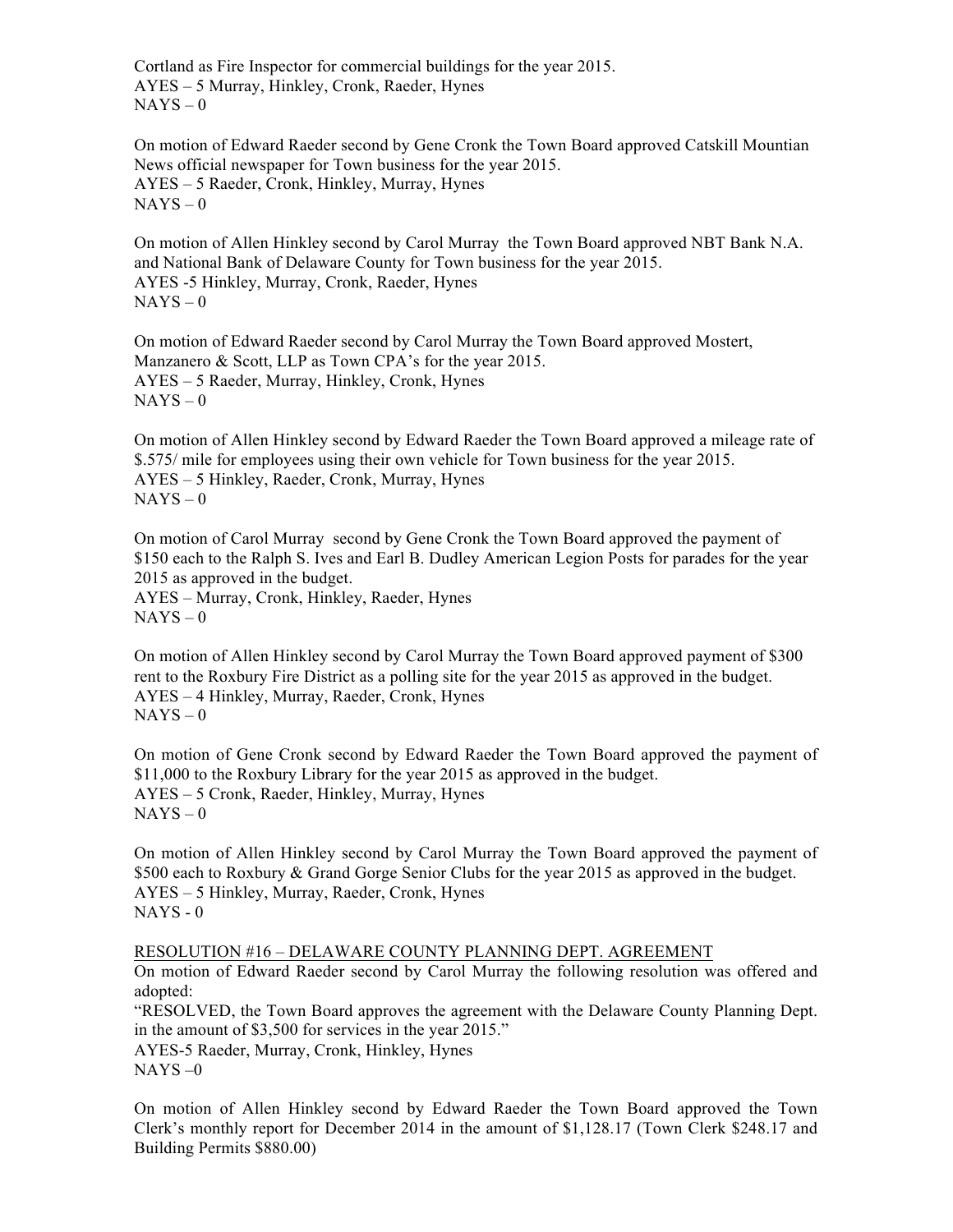Cortland as Fire Inspector for commercial buildings for the year 2015.
AYES – 5 Murray, Hinkley, Cronk, Raeder, Hynes
NAYS – 0

On motion of Edward Raeder second by Gene Cronk the Town Board approved Catskill Mountian News official newspaper for Town business for the year 2015.
AYES – 5 Raeder, Cronk, Hinkley, Murray, Hynes
NAYS – 0

On motion of Allen Hinkley second by Carol Murray the Town Board approved NBT Bank N.A. and National Bank of Delaware County for Town business for the year 2015.
AYES -5 Hinkley, Murray, Cronk, Raeder, Hynes
NAYS – 0

On motion of Edward Raeder second by Carol Murray the Town Board approved Mostert, Manzanero & Scott, LLP as Town CPA's for the year 2015.
AYES – 5 Raeder, Murray, Hinkley, Cronk, Hynes
NAYS – 0

On motion of Allen Hinkley second by Edward Raeder the Town Board approved a mileage rate of $.575/ mile for employees using their own vehicle for Town business for the year 2015.
AYES – 5 Hinkley, Raeder, Cronk, Murray, Hynes
NAYS – 0

On motion of Carol Murray second by Gene Cronk the Town Board approved the payment of $150 each to the Ralph S. Ives and Earl B. Dudley American Legion Posts for parades for the year 2015 as approved in the budget.
AYES – Murray, Cronk, Hinkley, Raeder, Hynes
NAYS – 0

On motion of Allen Hinkley second by Carol Murray the Town Board approved payment of $300 rent to the Roxbury Fire District as a polling site for the year 2015 as approved in the budget.
AYES – 4 Hinkley, Murray, Raeder, Cronk, Hynes
NAYS – 0

On motion of Gene Cronk second by Edward Raeder the Town Board approved the payment of $11,000 to the Roxbury Library for the year 2015 as approved in the budget.
AYES – 5 Cronk, Raeder, Hinkley, Murray, Hynes
NAYS – 0

On motion of Allen Hinkley second by Carol Murray the Town Board approved the payment of $500 each to Roxbury & Grand Gorge Senior Clubs for the year 2015 as approved in the budget.
AYES – 5 Hinkley, Murray, Raeder, Cronk, Hynes
NAYS - 0

RESOLUTION #16 – DELAWARE COUNTY PLANNING DEPT. AGREEMENT
On motion of Edward Raeder second by Carol Murray the following resolution was offered and adopted:
"RESOLVED, the Town Board approves the agreement with the Delaware County Planning Dept. in the amount of $3,500 for services in the year 2015."
AYES-5 Raeder, Murray, Cronk, Hinkley, Hynes
NAYS –0

On motion of Allen Hinkley second by Edward Raeder the Town Board approved the Town Clerk's monthly report for December 2014 in the amount of $1,128.17 (Town Clerk $248.17 and Building Permits $880.00)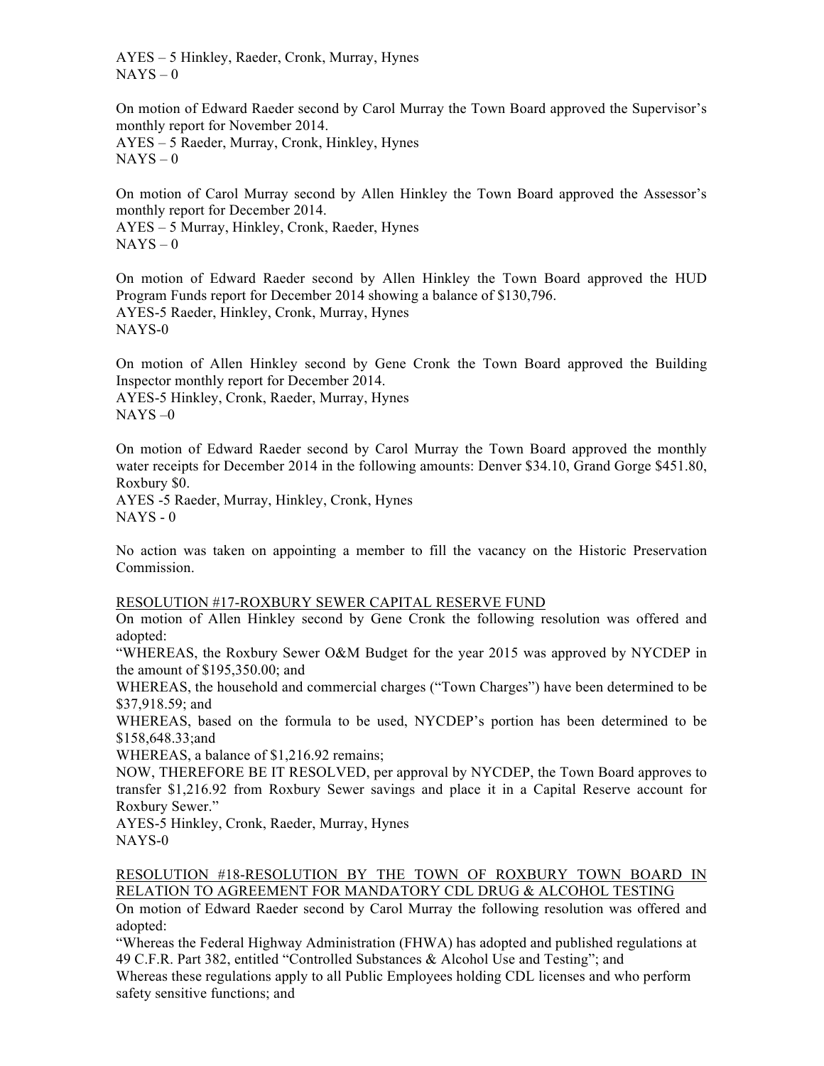AYES – 5 Hinkley, Raeder, Cronk, Murray, Hynes
NAYS – 0

On motion of Edward Raeder second by Carol Murray the Town Board approved the Supervisor's monthly report for November 2014.
AYES – 5 Raeder, Murray, Cronk, Hinkley, Hynes
NAYS – 0

On motion of Carol Murray second by Allen Hinkley the Town Board approved the Assessor's monthly report for December 2014.
AYES – 5 Murray, Hinkley, Cronk, Raeder, Hynes
NAYS – 0

On motion of Edward Raeder second by Allen Hinkley the Town Board approved the HUD Program Funds report for December 2014 showing a balance of $130,796.
AYES-5 Raeder, Hinkley, Cronk, Murray, Hynes
NAYS-0

On motion of Allen Hinkley second by Gene Cronk the Town Board approved the Building Inspector monthly report for December 2014.
AYES-5 Hinkley, Cronk, Raeder, Murray, Hynes
NAYS –0

On motion of Edward Raeder second by Carol Murray the Town Board approved the monthly water receipts for December 2014 in the following amounts: Denver $34.10, Grand Gorge $451.80, Roxbury $0.
AYES -5 Raeder, Murray, Hinkley, Cronk, Hynes
NAYS - 0

No action was taken on appointing a member to fill the vacancy on the Historic Preservation Commission.

RESOLUTION #17-ROXBURY SEWER CAPITAL RESERVE FUND

On motion of Allen Hinkley second by Gene Cronk the following resolution was offered and adopted:

"WHEREAS, the Roxbury Sewer O&M Budget for the year 2015 was approved by NYCDEP in the amount of $195,350.00; and

WHEREAS, the household and commercial charges ("Town Charges") have been determined to be $37,918.59; and

WHEREAS, based on the formula to be used, NYCDEP's portion has been determined to be $158,648.33;and

WHEREAS, a balance of $1,216.92 remains;

NOW, THEREFORE BE IT RESOLVED, per approval by NYCDEP, the Town Board approves to transfer $1,216.92 from Roxbury Sewer savings and place it in a Capital Reserve account for Roxbury Sewer."

AYES-5 Hinkley, Cronk, Raeder, Murray, Hynes
NAYS-0

RESOLUTION #18-RESOLUTION BY THE TOWN OF ROXBURY TOWN BOARD IN RELATION TO AGREEMENT FOR MANDATORY CDL DRUG & ALCOHOL TESTING

On motion of Edward Raeder second by Carol Murray the following resolution was offered and adopted:

"Whereas the Federal Highway Administration (FHWA) has adopted and published regulations at 49 C.F.R. Part 382, entitled "Controlled Substances & Alcohol Use and Testing"; and

Whereas these regulations apply to all Public Employees holding CDL licenses and who perform safety sensitive functions; and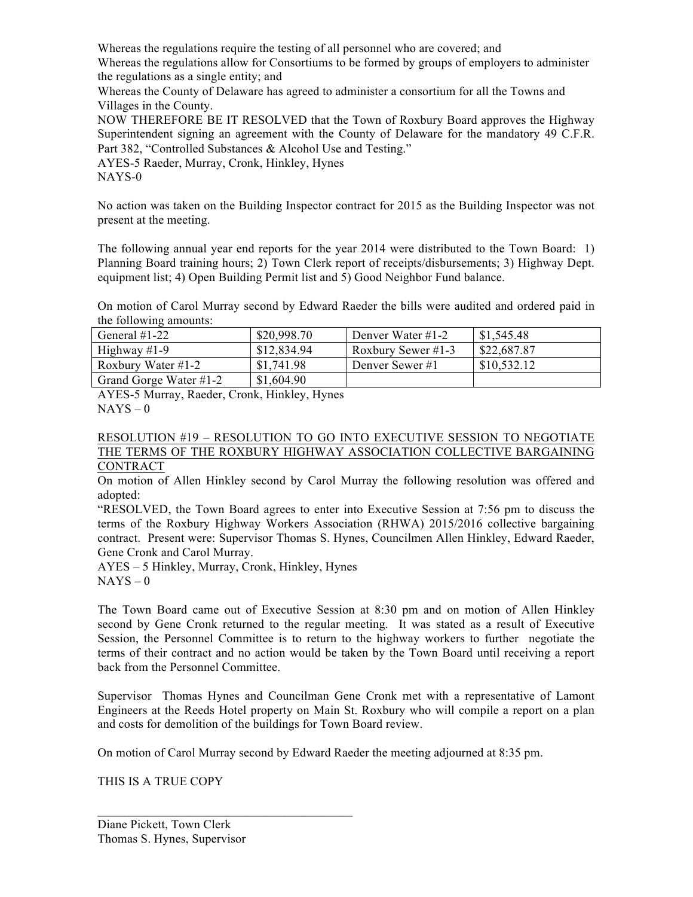Whereas the regulations require the testing of all personnel who are covered; and
Whereas the regulations allow for Consortiums to be formed by groups of employers to administer the regulations as a single entity; and
Whereas the County of Delaware has agreed to administer a consortium for all the Towns and Villages in the County.
NOW THEREFORE BE IT RESOLVED that the Town of Roxbury Board approves the Highway Superintendent signing an agreement with the County of Delaware for the mandatory 49 C.F.R. Part 382, "Controlled Substances & Alcohol Use and Testing."
AYES-5 Raeder, Murray, Cronk, Hinkley, Hynes
NAYS-0

No action was taken on the Building Inspector contract for 2015 as the Building Inspector was not present at the meeting.

The following annual year end reports for the year 2014 were distributed to the Town Board: 1) Planning Board training hours; 2) Town Clerk report of receipts/disbursements; 3) Highway Dept. equipment list; 4) Open Building Permit list and 5) Good Neighbor Fund balance.

On motion of Carol Murray second by Edward Raeder the bills were audited and ordered paid in the following amounts:

| General #1-22 | $20,998.70 | Denver Water #1-2 | $1,545.48 |
|---|---|---|---|
| Highway #1-9 | $12,834.94 | Roxbury Sewer #1-3 | $22,687.87 |
| Roxbury Water #1-2 | $1,741.98 | Denver Sewer #1 | $10,532.12 |
| Grand Gorge Water #1-2 | $1,604.90 | | |

AYES-5 Murray, Raeder, Cronk, Hinkley, Hynes
NAYS – 0

RESOLUTION #19 – RESOLUTION TO GO INTO EXECUTIVE SESSION TO NEGOTIATE THE TERMS OF THE ROXBURY HIGHWAY ASSOCIATION COLLECTIVE BARGAINING CONTRACT

On motion of Allen Hinkley second by Carol Murray the following resolution was offered and adopted:
"RESOLVED, the Town Board agrees to enter into Executive Session at 7:56 pm to discuss the terms of the Roxbury Highway Workers Association (RHWA) 2015/2016 collective bargaining contract. Present were: Supervisor Thomas S. Hynes, Councilmen Allen Hinkley, Edward Raeder, Gene Cronk and Carol Murray.
AYES – 5 Hinkley, Murray, Cronk, Hinkley, Hynes
NAYS – 0

The Town Board came out of Executive Session at 8:30 pm and on motion of Allen Hinkley second by Gene Cronk returned to the regular meeting. It was stated as a result of Executive Session, the Personnel Committee is to return to the highway workers to further negotiate the terms of their contract and no action would be taken by the Town Board until receiving a report back from the Personnel Committee.

Supervisor Thomas Hynes and Councilman Gene Cronk met with a representative of Lamont Engineers at the Reeds Hotel property on Main St. Roxbury who will compile a report on a plan and costs for demolition of the buildings for Town Board review.

On motion of Carol Murray second by Edward Raeder the meeting adjourned at 8:35 pm.

THIS IS A TRUE COPY

\_\_\_\_\_\_\_\_\_\_\_\_\_\_\_\_\_\_\_\_\_\_\_\_\_\_\_\_\_\_\_\_\_\_\_\_\_\_\_\_\_\_

Diane Pickett, Town Clerk
Thomas S. Hynes, Supervisor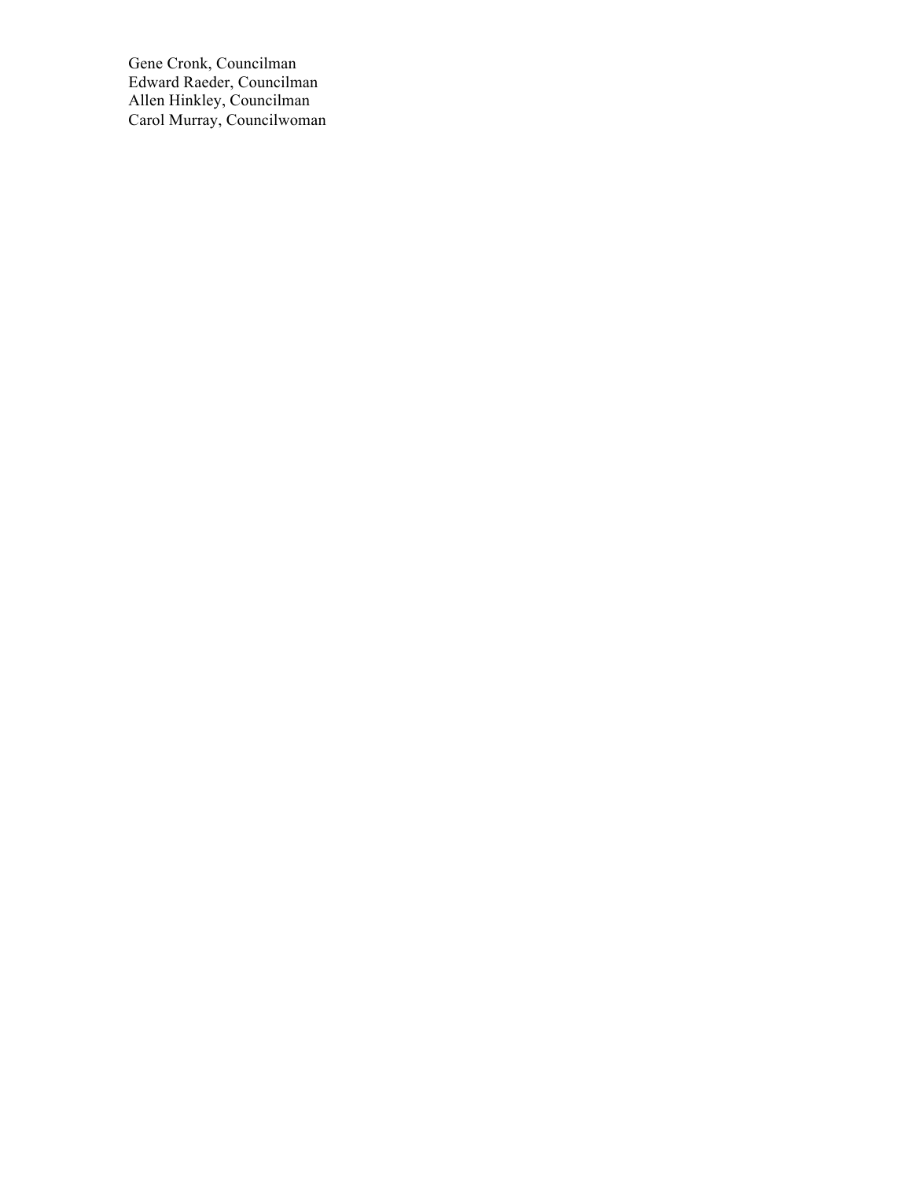Gene Cronk, Councilman
Edward Raeder, Councilman
Allen Hinkley, Councilman
Carol Murray, Councilwoman